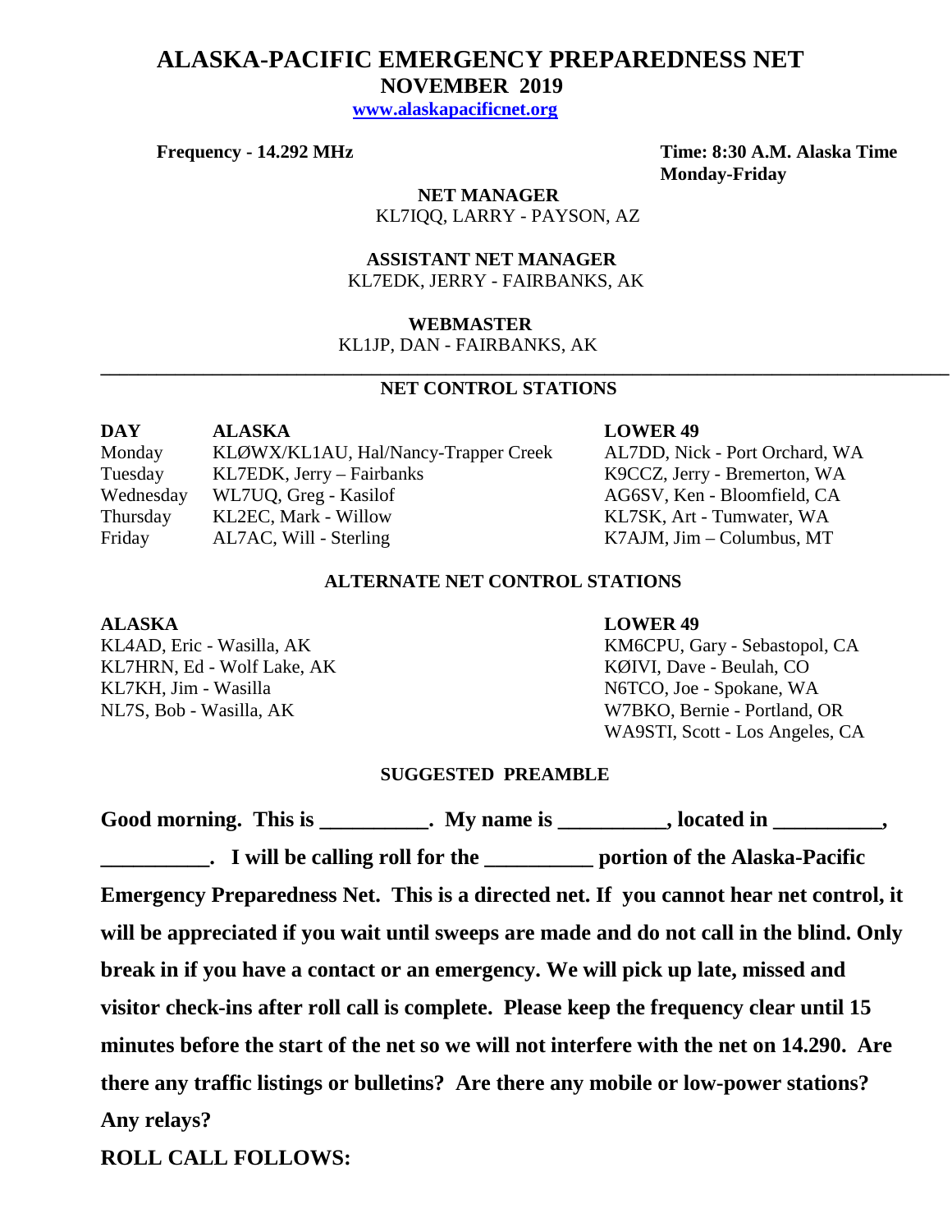# ALASKA-PACIFIC EMERGENCY PREPAREDNESS NET

## NOVEMBER 2019

www.alaskapacificnet.org

**Frequency - 14.292 MHz**

**Time: 8:30 A.M. Alaska Time Monday-Friday**

**NET MANAGER**
KL7IQQ, LARRY - PAYSON, AZ

**ASSISTANT NET MANAGER**
KL7EDK, JERRY - FAIRBANKS, AK

**WEBMASTER**
KL1JP, DAN - FAIRBANKS, AK

---

### NET CONTROL STATIONS

| DAY | ALASKA | LOWER 49 |
|---|---|---|
| Monday | KLØWX/KL1AU, Hal/Nancy-Trapper Creek | AL7DD, Nick - Port Orchard, WA |
| Tuesday | KL7EDK, Jerry – Fairbanks | K9CCZ, Jerry - Bremerton, WA |
| Wednesday | WL7UQ, Greg - Kasilof | AG6SV, Ken - Bloomfield, CA |
| Thursday | KL2EC, Mark - Willow | KL7SK, Art - Tumwater, WA |
| Friday | AL7AC, Will - Sterling | K7AJM, Jim – Columbus, MT |

### ALTERNATE NET CONTROL STATIONS

| ALASKA | LOWER 49 |
|---|---|
| KL4AD, Eric - Wasilla, AK | KM6CPU, Gary - Sebastopol, CA |
| KL7HRN, Ed - Wolf Lake, AK | KØIVI, Dave - Beulah, CO |
| KL7KH, Jim - Wasilla | N6TCO, Joe - Spokane, WA |
| NL7S, Bob - Wasilla, AK | W7BKO, Bernie - Portland, OR |
| | WA9STI, Scott - Los Angeles, CA |

### SUGGESTED PREAMBLE

**Good morning. This is __________. My name is __________, located in __________, __________. I will be calling roll for the __________ portion of the Alaska-Pacific Emergency Preparedness Net. This is a directed net. If you cannot hear net control, it will be appreciated if you wait until sweeps are made and do not call in the blind. Only break in if you have a contact or an emergency. We will pick up late, missed and visitor check-ins after roll call is complete. Please keep the frequency clear until 15 minutes before the start of the net so we will not interfere with the net on 14.290. Are there any traffic listings or bulletins? Are there any mobile or low-power stations? Any relays?**

**ROLL CALL FOLLOWS:**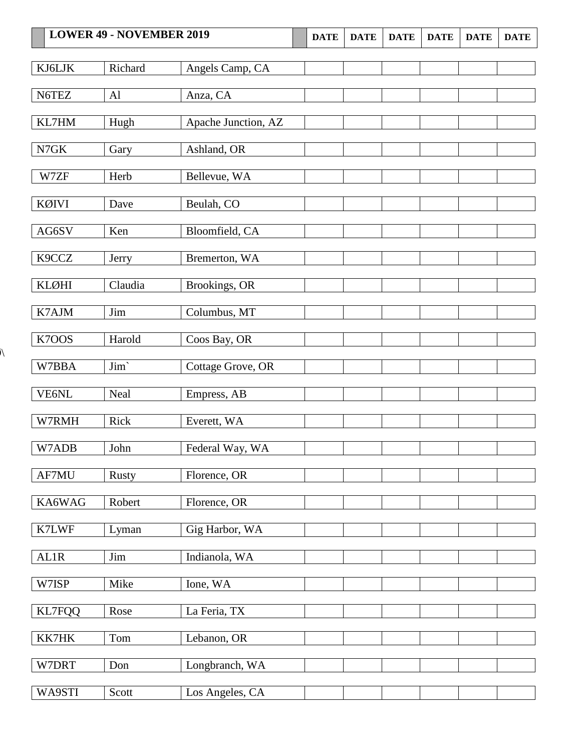| LOWER 49 - NOVEMBER 2019 | | | DATE | DATE | DATE | DATE | DATE | DATE |
|---|---|---|---|---|---|---|---|---|
| KJ6LJK | Richard | Angels Camp, CA | | | | | | |
| N6TEZ | Al | Anza, CA | | | | | | |
| KL7HM | Hugh | Apache Junction, AZ | | | | | | |
| N7GK | Gary | Ashland, OR | | | | | | |
| W7ZF | Herb | Bellevue, WA | | | | | | |
| KØIVI | Dave | Beulah, CO | | | | | | |
| AG6SV | Ken | Bloomfield, CA | | | | | | |
| K9CCZ | Jerry | Bremerton, WA | | | | | | |
| KLØHI | Claudia | Brookings, OR | | | | | | |
| K7AJM | Jim | Columbus, MT | | | | | | |
| K7OOS | Harold | Coos Bay, OR | | | | | | |
| W7BBA | Jim` | Cottage Grove, OR | | | | | | |
| VE6NL | Neal | Empress, AB | | | | | | |
| W7RMH | Rick | Everett, WA | | | | | | |
| W7ADB | John | Federal Way, WA | | | | | | |
| AF7MU | Rusty | Florence, OR | | | | | | |
| KA6WAG | Robert | Florence, OR | | | | | | |
| K7LWF | Lyman | Gig Harbor, WA | | | | | | |
| AL1R | Jim | Indianola, WA | | | | | | |
| W7ISP | Mike | Ione, WA | | | | | | |
| KL7FQQ | Rose | La Feria, TX | | | | | | |
| KK7HK | Tom | Lebanon, OR | | | | | | |
| W7DRT | Don | Longbranch, WA | | | | | | |
| WA9STI | Scott | Los Angeles, CA | | | | | | |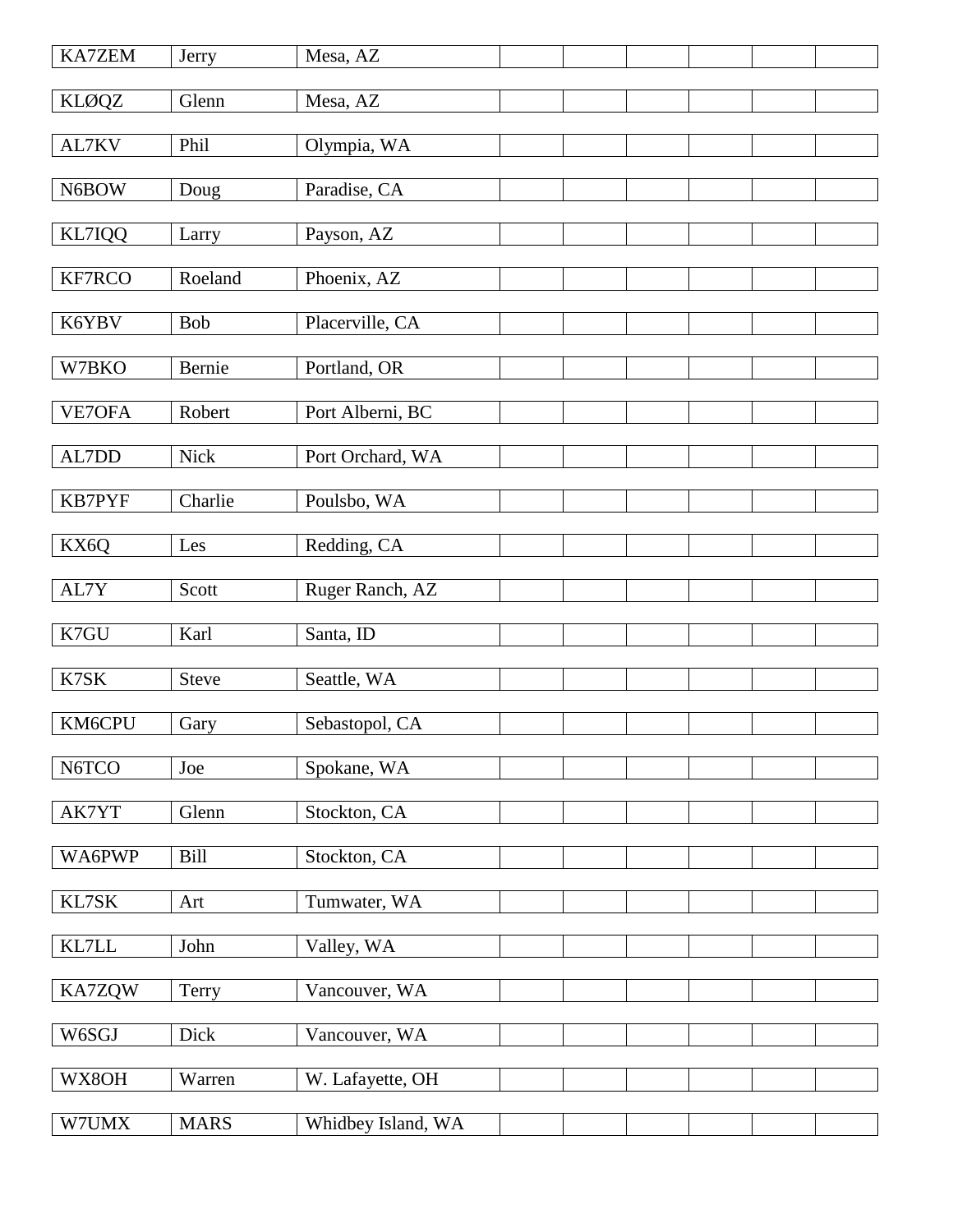| | | | | | | | | |
|---|---|---|---|---|---|---|---|---|
| KA7ZEM | Jerry | Mesa, AZ | | | | | | |
| KLØQZ | Glenn | Mesa, AZ | | | | | | |
| AL7KV | Phil | Olympia, WA | | | | | | |
| N6BOW | Doug | Paradise, CA | | | | | | |
| KL7IQQ | Larry | Payson, AZ | | | | | | |
| KF7RCO | Roeland | Phoenix, AZ | | | | | | |
| K6YBV | Bob | Placerville, CA | | | | | | |
| W7BKO | Bernie | Portland, OR | | | | | | |
| VE7OFA | Robert | Port Alberni, BC | | | | | | |
| AL7DD | Nick | Port Orchard, WA | | | | | | |
| KB7PYF | Charlie | Poulsbo, WA | | | | | | |
| KX6Q | Les | Redding, CA | | | | | | |
| AL7Y | Scott | Ruger Ranch, AZ | | | | | | |
| K7GU | Karl | Santa, ID | | | | | | |
| K7SK | Steve | Seattle, WA | | | | | | |
| KM6CPU | Gary | Sebastopol, CA | | | | | | |
| N6TCO | Joe | Spokane, WA | | | | | | |
| AK7YT | Glenn | Stockton, CA | | | | | | |
| WA6PWP | Bill | Stockton, CA | | | | | | |
| KL7SK | Art | Tumwater, WA | | | | | | |
| KL7LL | John | Valley, WA | | | | | | |
| KA7ZQW | Terry | Vancouver, WA | | | | | | |
| W6SGJ | Dick | Vancouver, WA | | | | | | |
| WX8OH | Warren | W. Lafayette, OH | | | | | | |
| W7UMX | MARS | Whidbey Island, WA | | | | | | |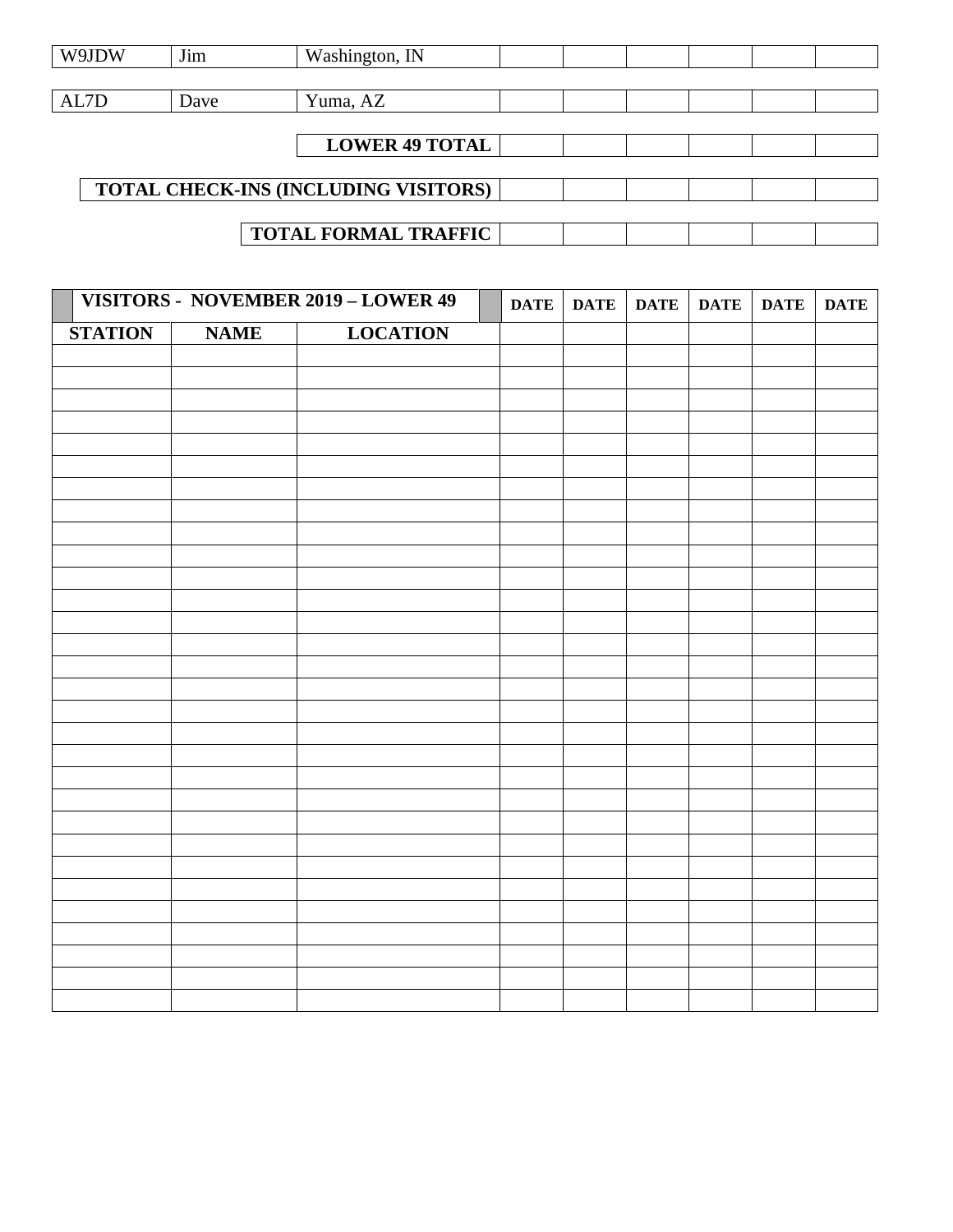| | | | | | | | | |
|---|---|---|---|---|---|---|---|---|
| W9JDW | Jim | Washington, IN | | | | | | |
| AL7D | Dave | Yuma, AZ | | | | | | |

| | | | | | | |
|---|---|---|---|---|---|---|
| **LOWER 49 TOTAL** | | | | | | |
| **TOTAL CHECK-INS (INCLUDING VISITORS)** | | | | | | |
| **TOTAL FORMAL TRAFFIC** | | | | | | |

| **VISITORS - NOVEMBER 2019 – LOWER 49** | | | **DATE** | **DATE** | **DATE** | **DATE** | **DATE** | **DATE** |
|---|---|---|---|---|---|---|---|---|
| **STATION** | **NAME** | **LOCATION** | | | | | | |
| | | | | | | | | |
| | | | | | | | | |
| | | | | | | | | |
| | | | | | | | | |
| | | | | | | | | |
| | | | | | | | | |
| | | | | | | | | |
| | | | | | | | | |
| | | | | | | | | |
| | | | | | | | | |
| | | | | | | | | |
| | | | | | | | | |
| | | | | | | | | |
| | | | | | | | | |
| | | | | | | | | |
| | | | | | | | | |
| | | | | | | | | |
| | | | | | | | | |
| | | | | | | | | |
| | | | | | | | | |
| | | | | | | | | |
| | | | | | | | | |
| | | | | | | | | |
| | | | | | | | | |
| | | | | | | | | |
| | | | | | | | | |
| | | | | | | | | |
| | | | | | | | | |
| | | | | | | | | |
| | | | | | | | | |
| | | | | | | | | |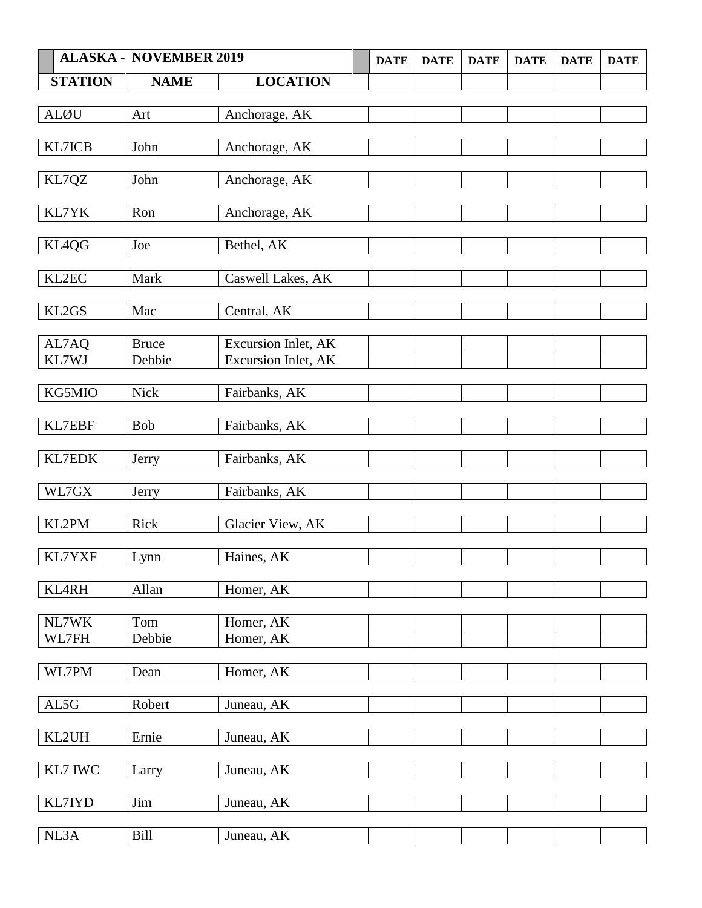| ALASKA - NOVEMBER 2019 | | | DATE | DATE | DATE | DATE | DATE | DATE |
|---|---|---|---|---|---|---|---|---|
| **STATION** | **NAME** | **LOCATION** | | | | | | |
| ALØU | Art | Anchorage, AK | | | | | | |
| KL7ICB | John | Anchorage, AK | | | | | | |
| KL7QZ | John | Anchorage, AK | | | | | | |
| KL7YK | Ron | Anchorage, AK | | | | | | |
| KL4QG | Joe | Bethel, AK | | | | | | |
| KL2EC | Mark | Caswell Lakes, AK | | | | | | |
| KL2GS | Mac | Central, AK | | | | | | |
| AL7AQ | Bruce | Excursion Inlet, AK | | | | | | |
| KL7WJ | Debbie | Excursion Inlet, AK | | | | | | |
| KG5MIO | Nick | Fairbanks, AK | | | | | | |
| KL7EBF | Bob | Fairbanks, AK | | | | | | |
| KL7EDK | Jerry | Fairbanks, AK | | | | | | |
| WL7GX | Jerry | Fairbanks, AK | | | | | | |
| KL2PM | Rick | Glacier View, AK | | | | | | |
| KL7YXF | Lynn | Haines, AK | | | | | | |
| KL4RH | Allan | Homer, AK | | | | | | |
| NL7WK | Tom | Homer, AK | | | | | | |
| WL7FH | Debbie | Homer, AK | | | | | | |
| WL7PM | Dean | Homer, AK | | | | | | |
| AL5G | Robert | Juneau, AK | | | | | | |
| KL2UH | Ernie | Juneau, AK | | | | | | |
| KL7 IWC | Larry | Juneau, AK | | | | | | |
| KL7IYD | Jim | Juneau, AK | | | | | | |
| NL3A | Bill | Juneau, AK | | | | | | |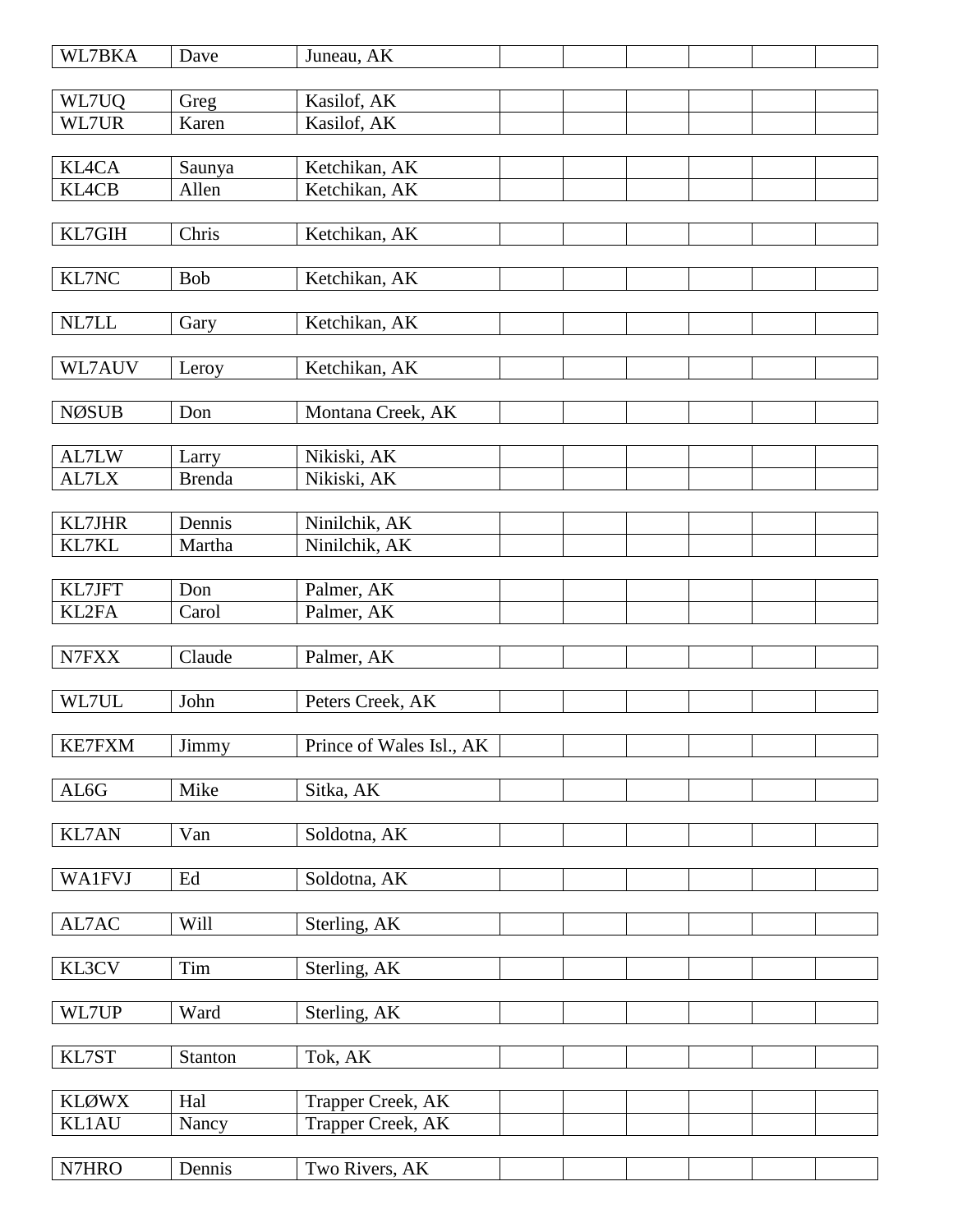| | | | | | | | |
|---|---|---|---|---|---|---|---|
| WL7BKA | Dave | Juneau, AK | | | | | |
| | | | | | | | |
| WL7UQ | Greg | Kasilof, AK | | | | | |
| WL7UR | Karen | Kasilof, AK | | | | | |
| | | | | | | | |
| KL4CA | Saunya | Ketchikan, AK | | | | | |
| KL4CB | Allen | Ketchikan, AK | | | | | |
| | | | | | | | |
| KL7GIH | Chris | Ketchikan, AK | | | | | |
| | | | | | | | |
| KL7NC | Bob | Ketchikan, AK | | | | | |
| | | | | | | | |
| NL7LL | Gary | Ketchikan, AK | | | | | |
| | | | | | | | |
| WL7AUV | Leroy | Ketchikan, AK | | | | | |
| | | | | | | | |
| NØSUB | Don | Montana Creek, AK | | | | | |
| | | | | | | | |
| AL7LW | Larry | Nikiski, AK | | | | | |
| AL7LX | Brenda | Nikiski, AK | | | | | |
| | | | | | | | |
| KL7JHR | Dennis | Ninilchik, AK | | | | | |
| KL7KL | Martha | Ninilchik, AK | | | | | |
| | | | | | | | |
| KL7JFT | Don | Palmer, AK | | | | | |
| KL2FA | Carol | Palmer, AK | | | | | |
| | | | | | | | |
| N7FXX | Claude | Palmer, AK | | | | | |
| | | | | | | | |
| WL7UL | John | Peters Creek, AK | | | | | |
| | | | | | | | |
| KE7FXM | Jimmy | Prince of Wales Isl., AK | | | | | |
| | | | | | | | |
| AL6G | Mike | Sitka, AK | | | | | |
| | | | | | | | |
| KL7AN | Van | Soldotna, AK | | | | | |
| | | | | | | | |
| WA1FVJ | Ed | Soldotna, AK | | | | | |
| | | | | | | | |
| AL7AC | Will | Sterling, AK | | | | | |
| | | | | | | | |
| KL3CV | Tim | Sterling, AK | | | | | |
| | | | | | | | |
| WL7UP | Ward | Sterling, AK | | | | | |
| | | | | | | | |
| KL7ST | Stanton | Tok, AK | | | | | |
| | | | | | | | |
| KLØWX | Hal | Trapper Creek, AK | | | | | |
| KL1AU | Nancy | Trapper Creek, AK | | | | | |
| | | | | | | | |
| N7HRO | Dennis | Two Rivers, AK | | | | | |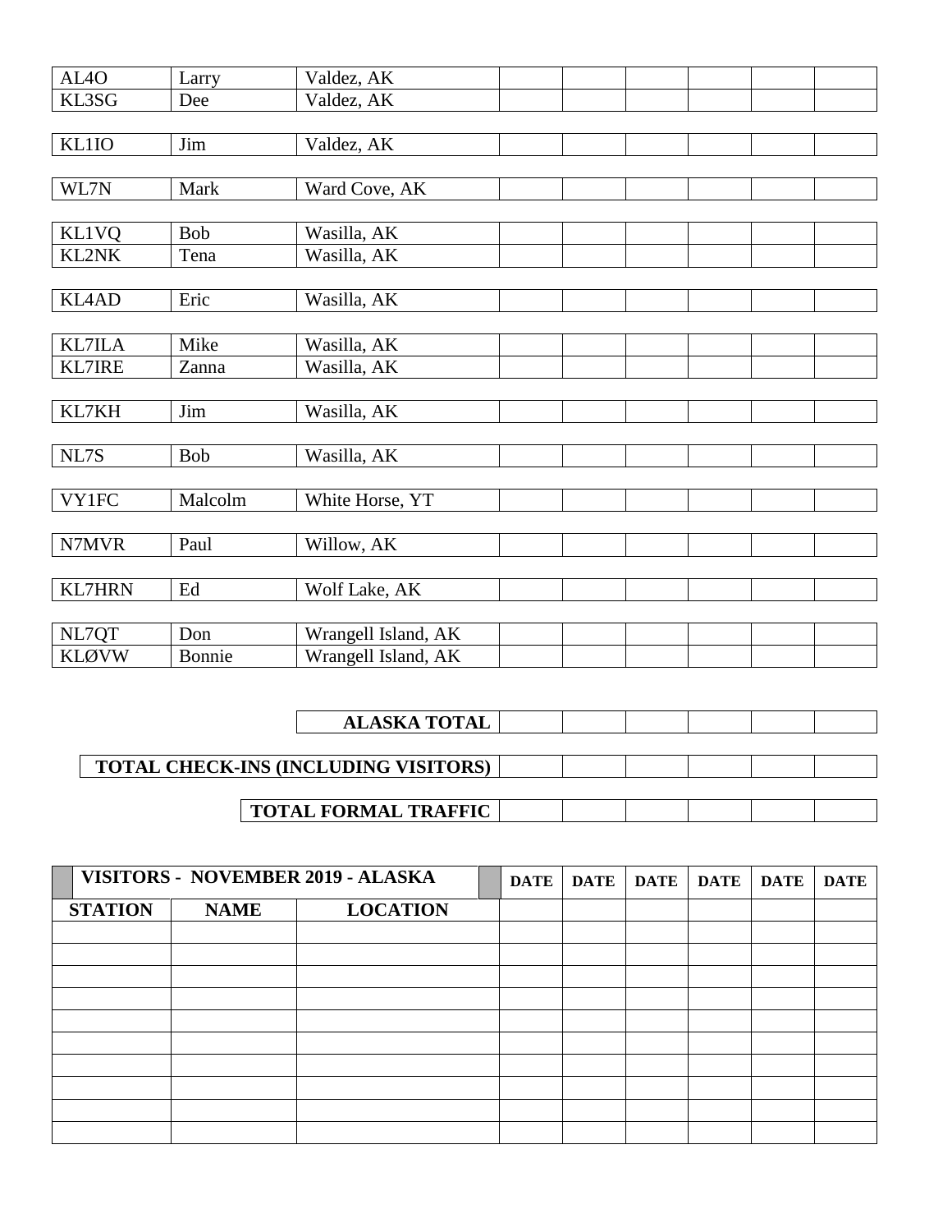| | | | | | | | | |
|---|---|---|---|---|---|---|---|---|
| AL4O | Larry | Valdez, AK | | | | | | |
| KL3SG | Dee | Valdez, AK | | | | | | |
| KL1IO | Jim | Valdez, AK | | | | | | |
| WL7N | Mark | Ward Cove, AK | | | | | | |
| KL1VQ | Bob | Wasilla, AK | | | | | | |
| KL2NK | Tena | Wasilla, AK | | | | | | |
| KL4AD | Eric | Wasilla, AK | | | | | | |
| KL7ILA | Mike | Wasilla, AK | | | | | | |
| KL7IRE | Zanna | Wasilla, AK | | | | | | |
| KL7KH | Jim | Wasilla, AK | | | | | | |
| NL7S | Bob | Wasilla, AK | | | | | | |
| VY1FC | Malcolm | White Horse, YT | | | | | | |
| N7MVR | Paul | Willow, AK | | | | | | |
| KL7HRN | Ed | Wolf Lake, AK | | | | | | |
| NL7QT | Don | Wrangell Island, AK | | | | | | |
| KLØVW | Bonnie | Wrangell Island, AK | | | | | | |

| | | | | | | |
|---|---|---|---|---|---|---|
| **ALASKA TOTAL** | | | | | | |
| **TOTAL CHECK-INS (INCLUDING VISITORS)** | | | | | | |
| **TOTAL FORMAL TRAFFIC** | | | | | | |

| **VISITORS - NOVEMBER 2019 - ALASKA** | | | **DATE** | **DATE** | **DATE** | **DATE** | **DATE** | **DATE** |
|---|---|---|---|---|---|---|---|---|
| **STATION** | **NAME** | **LOCATION** | | | | | | |
| | | | | | | | | |
| | | | | | | | | |
| | | | | | | | | |
| | | | | | | | | |
| | | | | | | | | |
| | | | | | | | | |
| | | | | | | | | |
| | | | | | | | | |
| | | | | | | | | |
| | | | | | | | | |